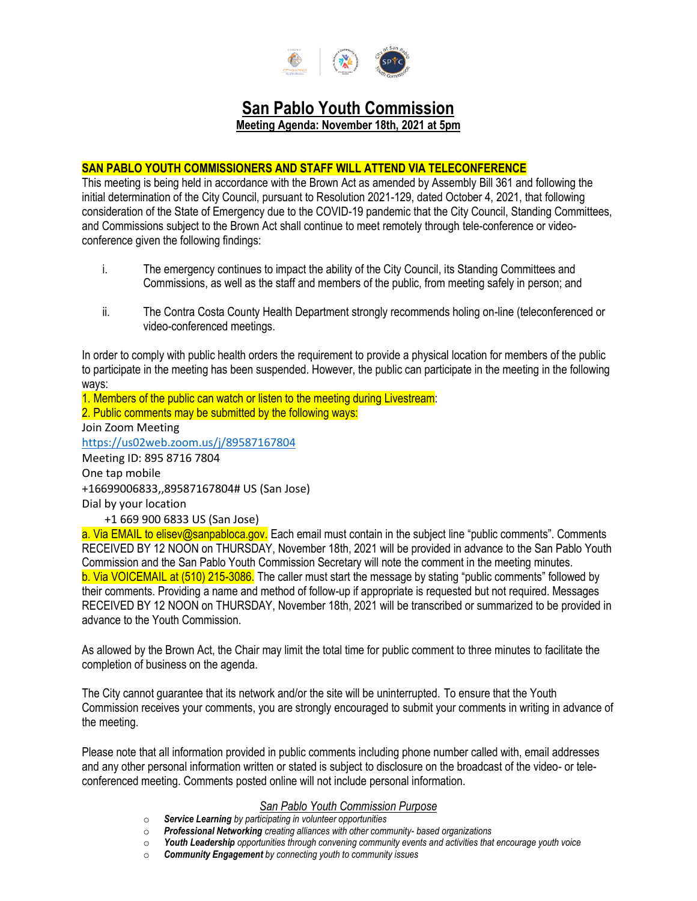# San Pablo Youth Commission

**Meeting Agenda: November 18th, 2021 at 5pm**

**SAN PABLO YOUTH COMMISSIONERS AND STAFF WILL ATTEND VIA TELECONFERENCE**

This meeting is being held in accordance with the Brown Act as amended by Assembly Bill 361 and following the initial determination of the City Council, pursuant to Resolution 2021-129, dated October 4, 2021, that following consideration of the State of Emergency due to the COVID-19 pandemic that the City Council, Standing Committees, and Commissions subject to the Brown Act shall continue to meet remotely through tele-conference or video-conference given the following findings:

i. The emergency continues to impact the ability of the City Council, its Standing Committees and Commissions, as well as the staff and members of the public, from meeting safely in person; and

ii. The Contra Costa County Health Department strongly recommends holing on-line (teleconferenced or video-conferenced meetings.

In order to comply with public health orders the requirement to provide a physical location for members of the public to participate in the meeting has been suspended. However, the public can participate in the meeting in the following ways:

1. Members of the public can watch or listen to the meeting during Livestream:
2. Public comments may be submitted by the following ways:

Join Zoom Meeting
https://us02web.zoom.us/j/89587167804
Meeting ID: 895 8716 7804
One tap mobile
+16699006833,,89587167804# US (San Jose)
Dial by your location
+1 669 900 6833 US (San Jose)

a. Via EMAIL to elisev@sanpabloca.gov. Each email must contain in the subject line "public comments". Comments RECEIVED BY 12 NOON on THURSDAY, November 18th, 2021 will be provided in advance to the San Pablo Youth Commission and the San Pablo Youth Commission Secretary will note the comment in the meeting minutes.

b. Via VOICEMAIL at (510) 215-3086. The caller must start the message by stating "public comments" followed by their comments. Providing a name and method of follow-up if appropriate is requested but not required. Messages RECEIVED BY 12 NOON on THURSDAY, November 18th, 2021 will be transcribed or summarized to be provided in advance to the Youth Commission.

As allowed by the Brown Act, the Chair may limit the total time for public comment to three minutes to facilitate the completion of business on the agenda.

The City cannot guarantee that its network and/or the site will be uninterrupted. To ensure that the Youth Commission receives your comments, you are strongly encouraged to submit your comments in writing in advance of the meeting.

Please note that all information provided in public comments including phone number called with, email addresses and any other personal information written or stated is subject to disclosure on the broadcast of the video- or tele-conferenced meeting. Comments posted online will not include personal information.

*San Pablo Youth Commission Purpose*

- ***Service Learning*** *by participating in volunteer opportunities*
- ***Professional Networking*** *creating alliances with other community- based organizations*
- ***Youth Leadership*** *opportunities through convening community events and activities that encourage youth voice*
- ***Community Engagement*** *by connecting youth to community issues*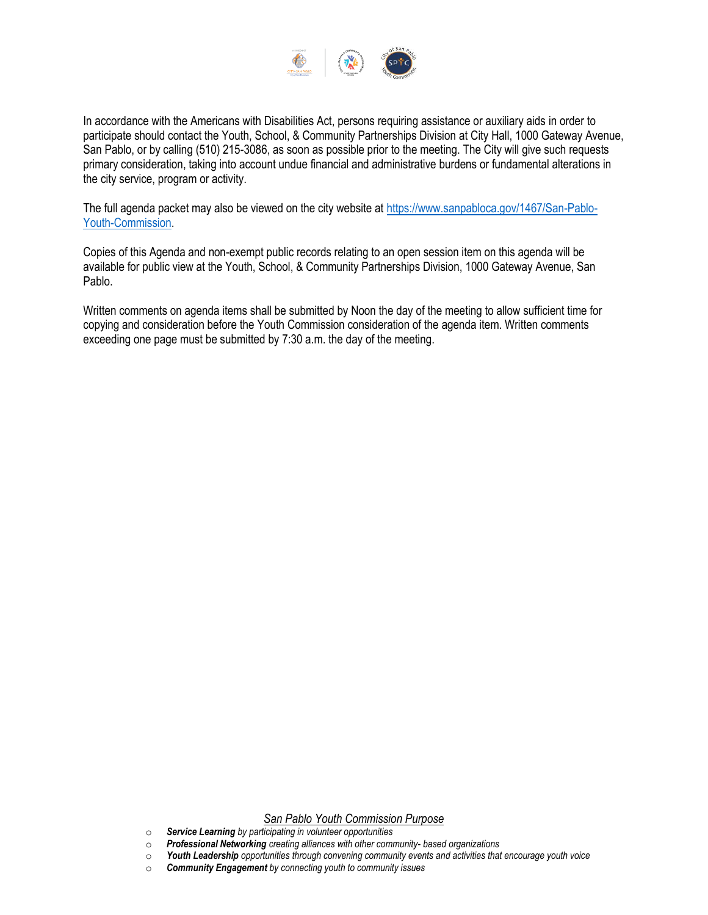In accordance with the Americans with Disabilities Act, persons requiring assistance or auxiliary aids in order to participate should contact the Youth, School, & Community Partnerships Division at City Hall, 1000 Gateway Avenue, San Pablo, or by calling (510) 215-3086, as soon as possible prior to the meeting. The City will give such requests primary consideration, taking into account undue financial and administrative burdens or fundamental alterations in the city service, program or activity.

The full agenda packet may also be viewed on the city website at [https://www.sanpabloca.gov/1467/San-Pablo-Youth-Commission](https://www.sanpabloca.gov/1467/San-Pablo-Youth-Commission).

Copies of this Agenda and non-exempt public records relating to an open session item on this agenda will be available for public view at the Youth, School, & Community Partnerships Division, 1000 Gateway Avenue, San Pablo.

Written comments on agenda items shall be submitted by Noon the day of the meeting to allow sufficient time for copying and consideration before the Youth Commission consideration of the agenda item. Written comments exceeding one page must be submitted by 7:30 a.m. the day of the meeting.

*San Pablo Youth Commission Purpose*

- ***Service Learning*** *by participating in volunteer opportunities*
- ***Professional Networking*** *creating alliances with other community- based organizations*
- ***Youth Leadership*** *opportunities through convening community events and activities that encourage youth voice*
- ***Community Engagement*** *by connecting youth to community issues*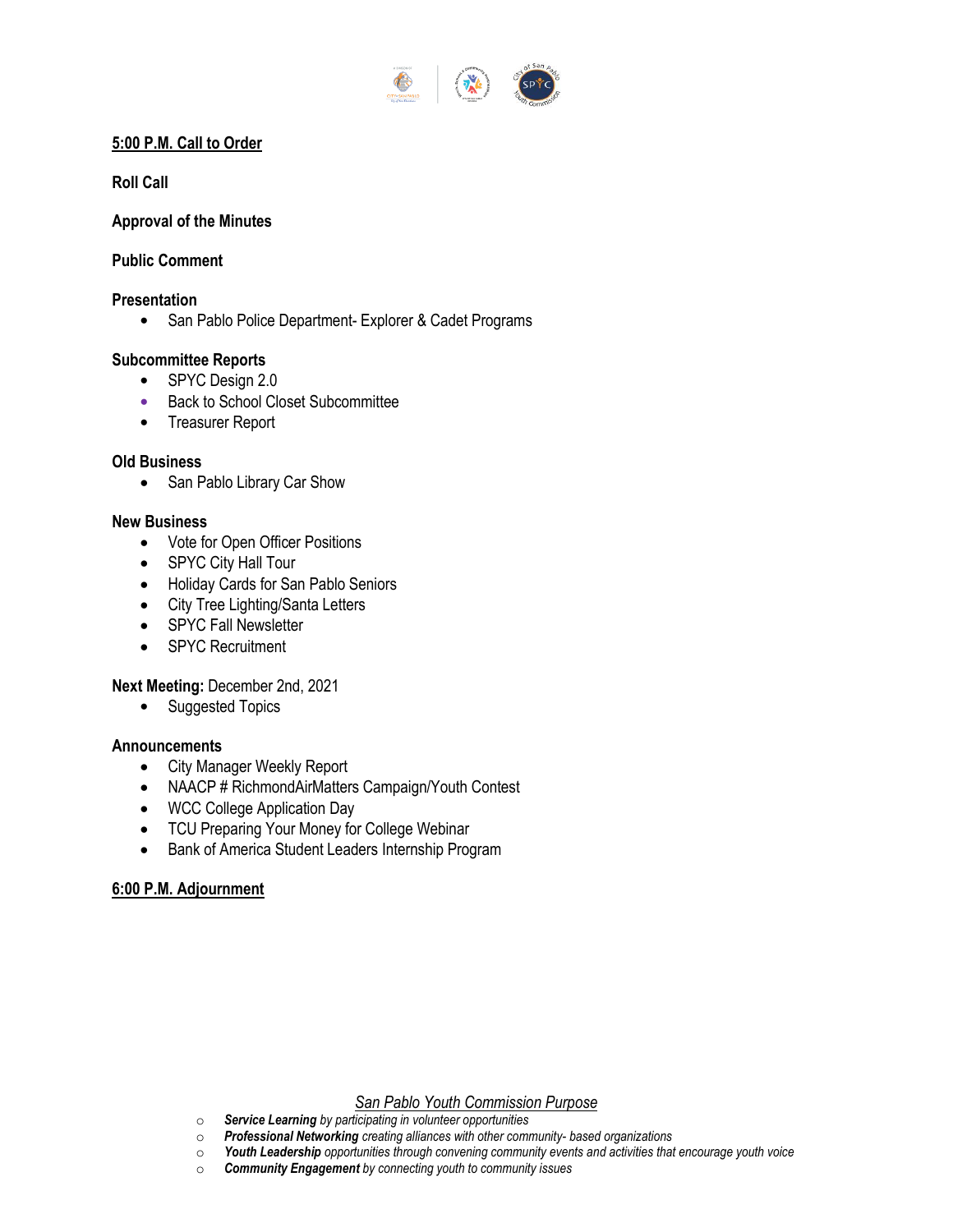**5:00 P.M. Call to Order**

**Roll Call**

**Approval of the Minutes**

**Public Comment**

**Presentation**

- San Pablo Police Department- Explorer & Cadet Programs

**Subcommittee Reports**

- SPYC Design 2.0
- Back to School Closet Subcommittee
- Treasurer Report

**Old Business**

- San Pablo Library Car Show

**New Business**

- Vote for Open Officer Positions
- SPYC City Hall Tour
- Holiday Cards for San Pablo Seniors
- City Tree Lighting/Santa Letters
- SPYC Fall Newsletter
- SPYC Recruitment

**Next Meeting:** December 2nd, 2021

- Suggested Topics

**Announcements**

- City Manager Weekly Report
- NAACP # RichmondAirMatters Campaign/Youth Contest
- WCC College Application Day
- TCU Preparing Your Money for College Webinar
- Bank of America Student Leaders Internship Program

**6:00 P.M. Adjournment**

*San Pablo Youth Commission Purpose*

- ***Service Learning*** *by participating in volunteer opportunities*
- ***Professional Networking*** *creating alliances with other community- based organizations*
- ***Youth Leadership*** *opportunities through convening community events and activities that encourage youth voice*
- ***Community Engagement*** *by connecting youth to community issues*